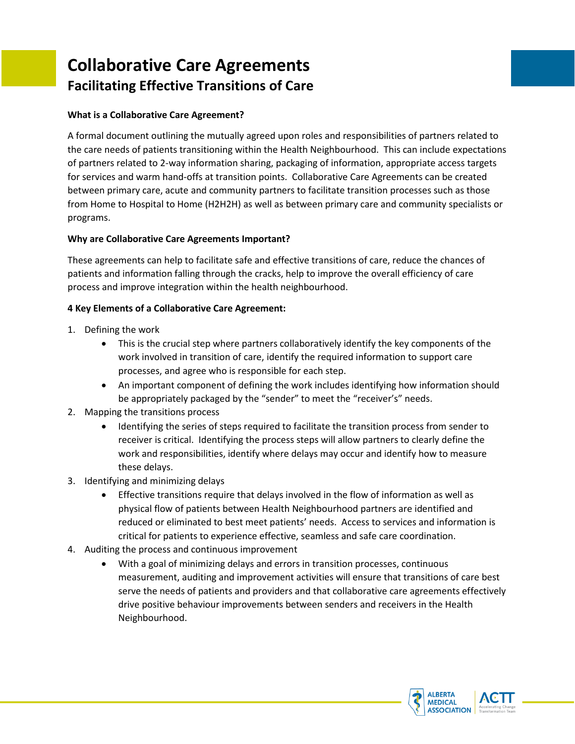# Collaborative Care Agreements

## Facilitating Effective Transitions of Care

**What is a Collaborative Care Agreement?**

A formal document outlining the mutually agreed upon roles and responsibilities of partners related to the care needs of patients transitioning within the Health Neighbourhood. This can include expectations of partners related to 2-way information sharing, packaging of information, appropriate access targets for services and warm hand-offs at transition points. Collaborative Care Agreements can be created between primary care, acute and community partners to facilitate transition processes such as those from Home to Hospital to Home (H2H2H) as well as between primary care and community specialists or programs.

**Why are Collaborative Care Agreements Important?**

These agreements can help to facilitate safe and effective transitions of care, reduce the chances of patients and information falling through the cracks, help to improve the overall efficiency of care process and improve integration within the health neighbourhood.

**4 Key Elements of a Collaborative Care Agreement:**

1. Defining the work
   - This is the crucial step where partners collaboratively identify the key components of the work involved in transition of care, identify the required information to support care processes, and agree who is responsible for each step.
   - An important component of defining the work includes identifying how information should be appropriately packaged by the "sender" to meet the "receiver's" needs.
2. Mapping the transitions process
   - Identifying the series of steps required to facilitate the transition process from sender to receiver is critical. Identifying the process steps will allow partners to clearly define the work and responsibilities, identify where delays may occur and identify how to measure these delays.
3. Identifying and minimizing delays
   - Effective transitions require that delays involved in the flow of information as well as physical flow of patients between Health Neighbourhood partners are identified and reduced or eliminated to best meet patients' needs. Access to services and information is critical for patients to experience effective, seamless and safe care coordination.
4. Auditing the process and continuous improvement
   - With a goal of minimizing delays and errors in transition processes, continuous measurement, auditing and improvement activities will ensure that transitions of care best serve the needs of patients and providers and that collaborative care agreements effectively drive positive behaviour improvements between senders and receivers in the Health Neighbourhood.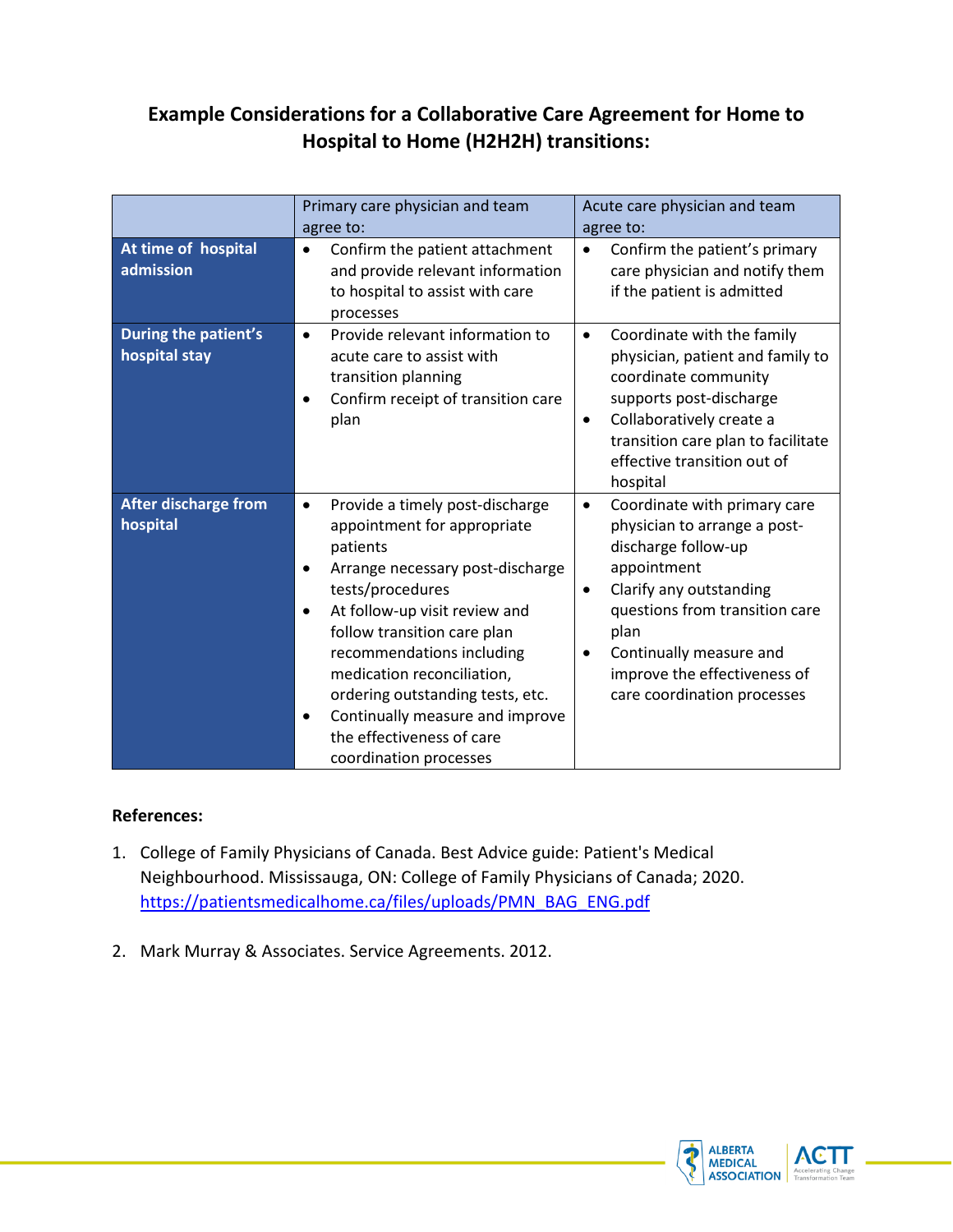## Example Considerations for a Collaborative Care Agreement for Home to Hospital to Home (H2H2H) transitions:

| | Primary care physician and team agree to: | Acute care physician and team agree to: |
|---|---|---|
| **At time of hospital admission** | • Confirm the patient attachment and provide relevant information to hospital to assist with care processes | • Confirm the patient's primary care physician and notify them if the patient is admitted |
| **During the patient's hospital stay** | • Provide relevant information to acute care to assist with transition planning<br>• Confirm receipt of transition care plan | • Coordinate with the family physician, patient and family to coordinate community supports post-discharge<br>• Collaboratively create a transition care plan to facilitate effective transition out of hospital |
| **After discharge from hospital** | • Provide a timely post-discharge appointment for appropriate patients<br>• Arrange necessary post-discharge tests/procedures<br>• At follow-up visit review and follow transition care plan recommendations including medication reconciliation, ordering outstanding tests, etc.<br>• Continually measure and improve the effectiveness of care coordination processes | • Coordinate with primary care physician to arrange a post-discharge follow-up appointment<br>• Clarify any outstanding questions from transition care plan<br>• Continually measure and improve the effectiveness of care coordination processes |

**References:**

1. College of Family Physicians of Canada. Best Advice guide: Patient's Medical Neighbourhood. Mississauga, ON: College of Family Physicians of Canada; 2020. https://patientsmedicalhome.ca/files/uploads/PMN_BAG_ENG.pdf

2. Mark Murray & Associates. Service Agreements. 2012.